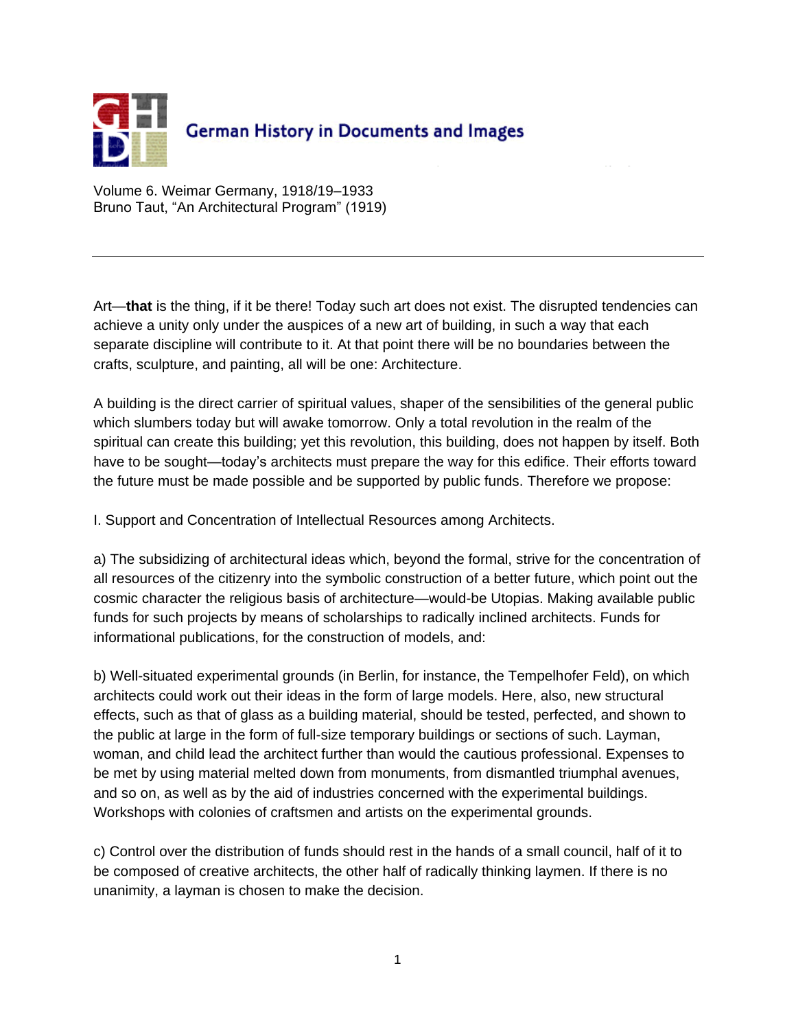# German History in Documents and Images

Volume 6. Weimar Germany, 1918/19–1933
Bruno Taut, "An Architectural Program" (1919)

---

Art—**that** is the thing, if it be there! Today such art does not exist. The disrupted tendencies can achieve a unity only under the auspices of a new art of building, in such a way that each separate discipline will contribute to it. At that point there will be no boundaries between the crafts, sculpture, and painting, all will be one: Architecture.

A building is the direct carrier of spiritual values, shaper of the sensibilities of the general public which slumbers today but will awake tomorrow. Only a total revolution in the realm of the spiritual can create this building; yet this revolution, this building, does not happen by itself. Both have to be sought—today's architects must prepare the way for this edifice. Their efforts toward the future must be made possible and be supported by public funds. Therefore we propose:

I. Support and Concentration of Intellectual Resources among Architects.

a) The subsidizing of architectural ideas which, beyond the formal, strive for the concentration of all resources of the citizenry into the symbolic construction of a better future, which point out the cosmic character the religious basis of architecture—would-be Utopias. Making available public funds for such projects by means of scholarships to radically inclined architects. Funds for informational publications, for the construction of models, and:

b) Well-situated experimental grounds (in Berlin, for instance, the Tempelhofer Feld), on which architects could work out their ideas in the form of large models. Here, also, new structural effects, such as that of glass as a building material, should be tested, perfected, and shown to the public at large in the form of full-size temporary buildings or sections of such. Layman, woman, and child lead the architect further than would the cautious professional. Expenses to be met by using material melted down from monuments, from dismantled triumphal avenues, and so on, as well as by the aid of industries concerned with the experimental buildings. Workshops with colonies of craftsmen and artists on the experimental grounds.

c) Control over the distribution of funds should rest in the hands of a small council, half of it to be composed of creative architects, the other half of radically thinking laymen. If there is no unanimity, a layman is chosen to make the decision.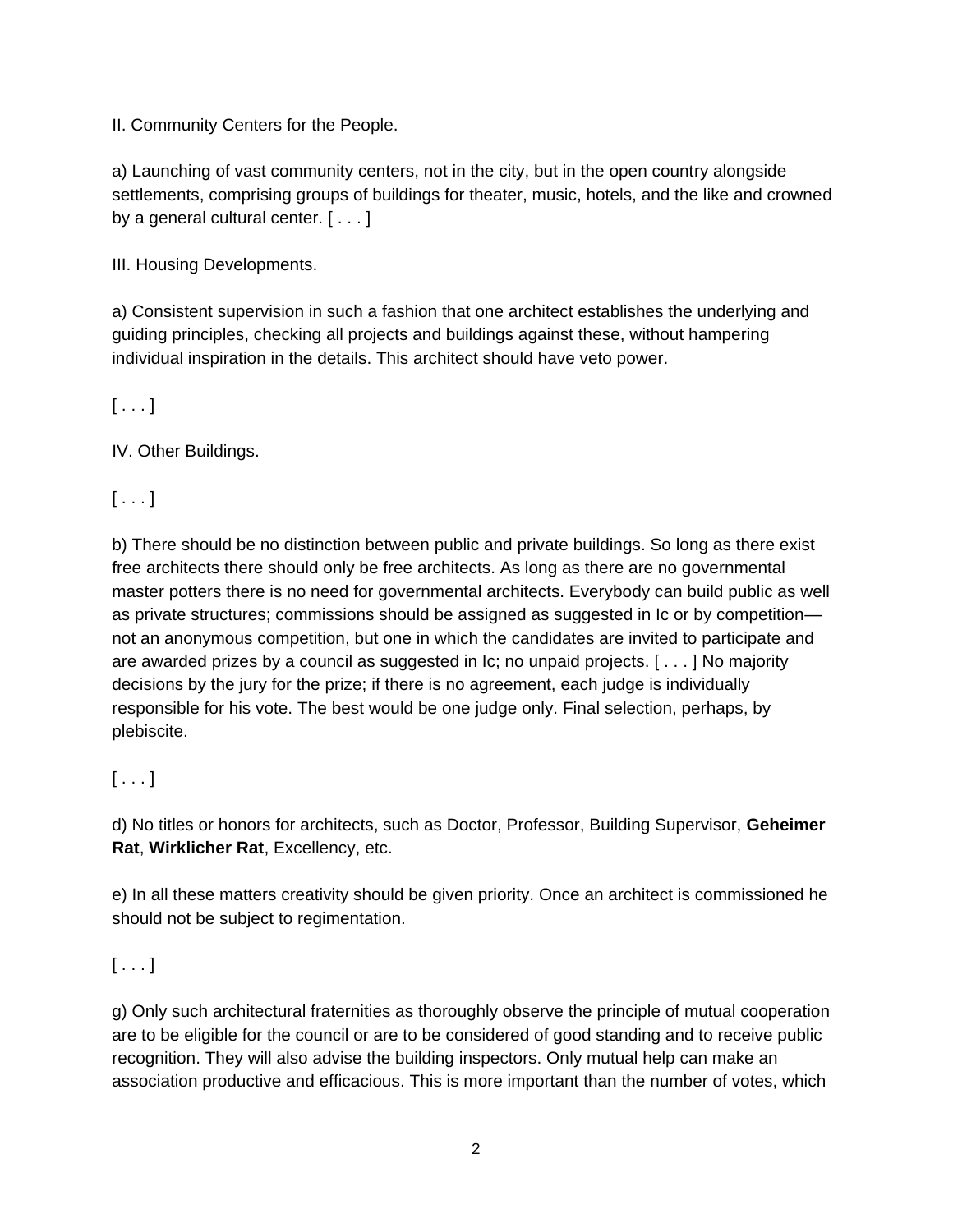II. Community Centers for the People.

a) Launching of vast community centers, not in the city, but in the open country alongside settlements, comprising groups of buildings for theater, music, hotels, and the like and crowned by a general cultural center. [ . . . ]

III. Housing Developments.

a) Consistent supervision in such a fashion that one architect establishes the underlying and guiding principles, checking all projects and buildings against these, without hampering individual inspiration in the details. This architect should have veto power.

[ . . . ]

IV. Other Buildings.

[ . . . ]

b) There should be no distinction between public and private buildings. So long as there exist free architects there should only be free architects. As long as there are no governmental master potters there is no need for governmental architects. Everybody can build public as well as private structures; commissions should be assigned as suggested in Ic or by competition—not an anonymous competition, but one in which the candidates are invited to participate and are awarded prizes by a council as suggested in Ic; no unpaid projects. [ . . . ] No majority decisions by the jury for the prize; if there is no agreement, each judge is individually responsible for his vote. The best would be one judge only. Final selection, perhaps, by plebiscite.

[ . . . ]

d) No titles or honors for architects, such as Doctor, Professor, Building Supervisor, **Geheimer Rat**, **Wirklicher Rat**, Excellency, etc.

e) In all these matters creativity should be given priority. Once an architect is commissioned he should not be subject to regimentation.

[ . . . ]

g) Only such architectural fraternities as thoroughly observe the principle of mutual cooperation are to be eligible for the council or are to be considered of good standing and to receive public recognition. They will also advise the building inspectors. Only mutual help can make an association productive and efficacious. This is more important than the number of votes, which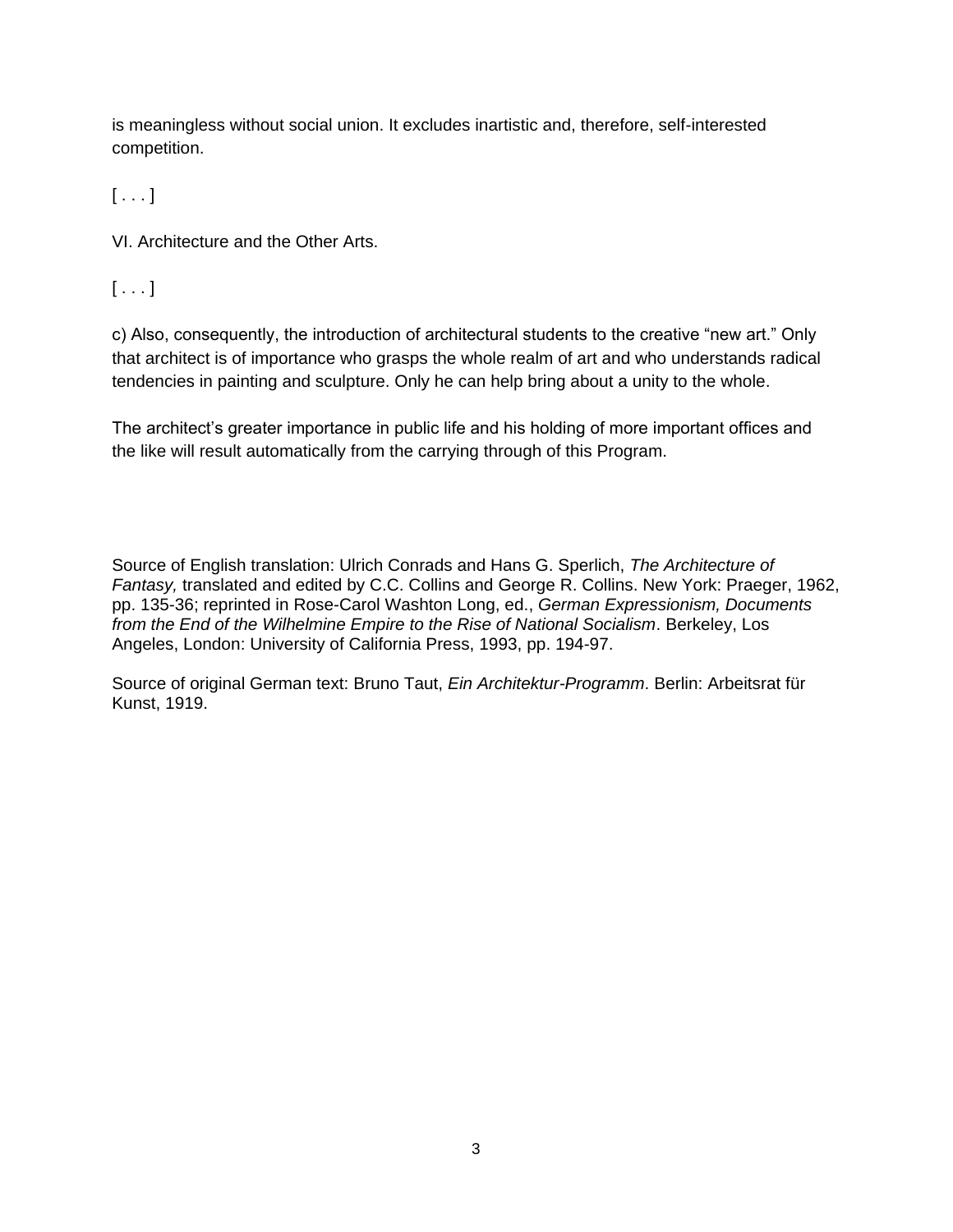is meaningless without social union. It excludes inartistic and, therefore, self-interested competition.

[ . . . ]

VI. Architecture and the Other Arts.

[ . . . ]

c) Also, consequently, the introduction of architectural students to the creative "new art." Only that architect is of importance who grasps the whole realm of art and who understands radical tendencies in painting and sculpture. Only he can help bring about a unity to the whole.

The architect's greater importance in public life and his holding of more important offices and the like will result automatically from the carrying through of this Program.

Source of English translation: Ulrich Conrads and Hans G. Sperlich, *The Architecture of Fantasy,* translated and edited by C.C. Collins and George R. Collins. New York: Praeger, 1962, pp. 135-36; reprinted in Rose-Carol Washton Long, ed., *German Expressionism, Documents from the End of the Wilhelmine Empire to the Rise of National Socialism*. Berkeley, Los Angeles, London: University of California Press, 1993, pp. 194-97.

Source of original German text: Bruno Taut, *Ein Architektur-Programm*. Berlin: Arbeitsrat für Kunst, 1919.